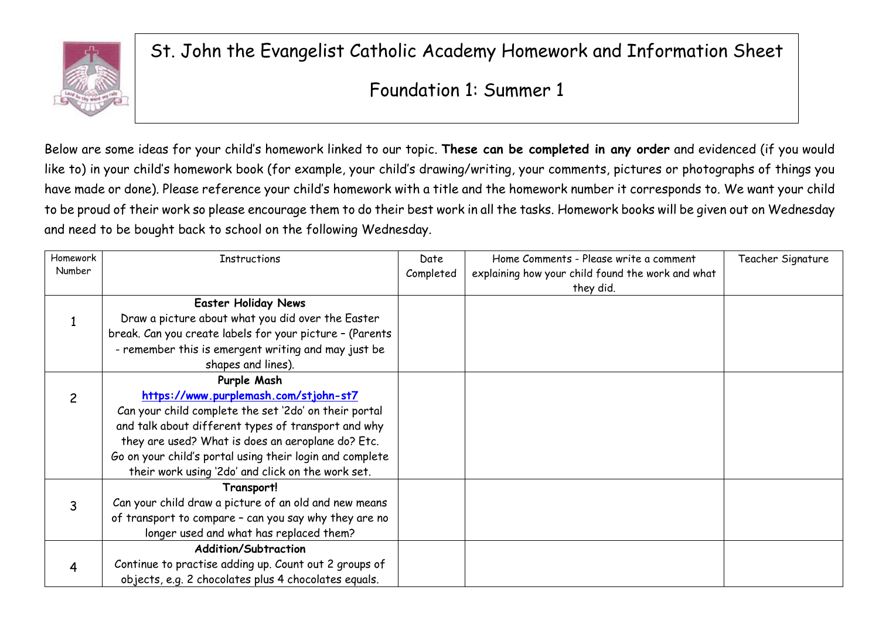# St. John the Evangelist Catholic Academy Homework and Information Sheet

## Foundation 1: Summer 1

Below are some ideas for your child's homework linked to our topic. **These can be completed in any order** and evidenced (if you would like to) in your child's homework book (for example, your child's drawing/writing, your comments, pictures or photographs of things you have made or done). Please reference your child's homework with a title and the homework number it corresponds to. We want your child to be proud of their work so please encourage them to do their best work in all the tasks. Homework books will be given out on Wednesday and need to be bought back to school on the following Wednesday.

| Homework Number | Instructions | Date Completed | Home Comments - Please write a comment explaining how your child found the work and what they did. | Teacher Signature |
|---|---|---|---|---|
| 1 | **Easter Holiday News**<br>Draw a picture about what you did over the Easter break. Can you create labels for your picture – (Parents - remember this is emergent writing and may just be shapes and lines). | | | |
| 2 | **Purple Mash**<br>https://www.purplemash.com/stjohn-st7<br>Can your child complete the set '2do' on their portal and talk about different types of transport and why they are used? What is does an aeroplane do? Etc.<br>Go on your child's portal using their login and complete their work using '2do' and click on the work set. | | | |
| 3 | **Transport!**<br>Can your child draw a picture of an old and new means of transport to compare – can you say why they are no longer used and what has replaced them? | | | |
| 4 | **Addition/Subtraction**<br>Continue to practise adding up. Count out 2 groups of objects, e.g. 2 chocolates plus 4 chocolates equals. | | | |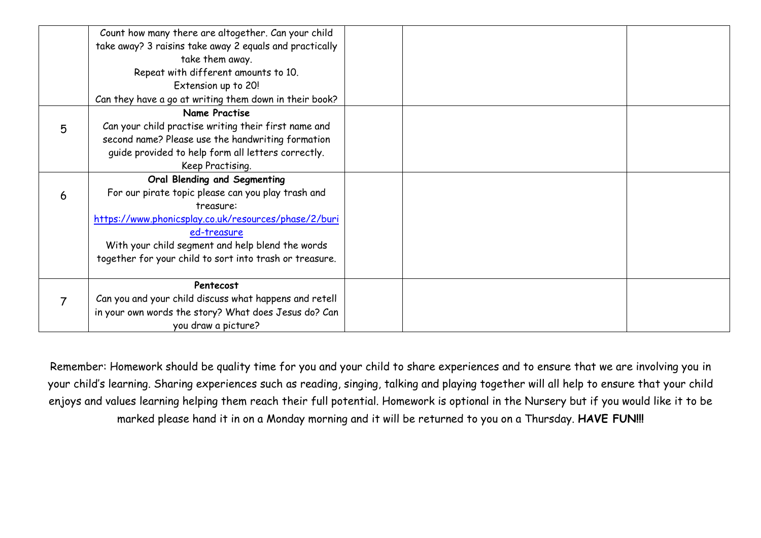| | | | | |
|---|---|---|---|---|
| | Count how many there are altogether. Can your child take away? 3 raisins take away 2 equals and practically take them away.<br>Repeat with different amounts to 10.<br>Extension up to 20!<br>Can they have a go at writing them down in their book? | | | |
| 5 | **Name Practise**<br>Can your child practise writing their first name and second name? Please use the handwriting formation guide provided to help form all letters correctly.<br>Keep Practising. | | | |
| 6 | **Oral Blending and Segmenting**<br>For our pirate topic please can you play trash and treasure:<br>[https://www.phonicsplay.co.uk/resources/phase/2/buried-treasure](https://www.phonicsplay.co.uk/resources/phase/2/buried-treasure)<br>With your child segment and help blend the words together for your child to sort into trash or treasure. | | | |
| 7 | **Pentecost**<br>Can you and your child discuss what happens and retell in your own words the story? What does Jesus do? Can you draw a picture? | | | |

Remember: Homework should be quality time for you and your child to share experiences and to ensure that we are involving you in your child's learning. Sharing experiences such as reading, singing, talking and playing together will all help to ensure that your child enjoys and values learning helping them reach their full potential. Homework is optional in the Nursery but if you would like it to be marked please hand it in on a Monday morning and it will be returned to you on a Thursday. **HAVE FUN!!!**